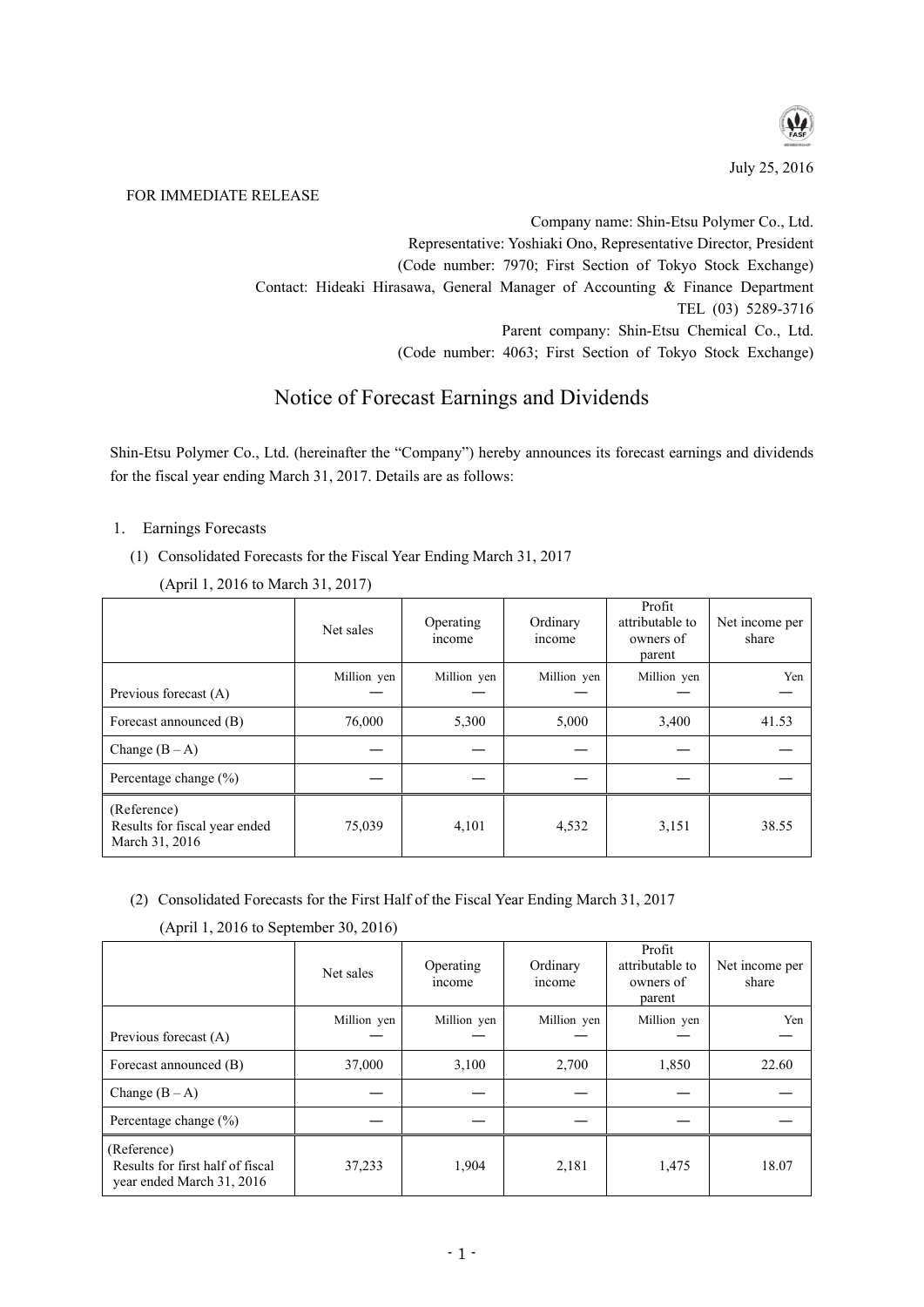July 25, 2016

FOR IMMEDIATE RELEASE

Company name: Shin-Etsu Polymer Co., Ltd.
Representative: Yoshiaki Ono, Representative Director, President
(Code number: 7970; First Section of Tokyo Stock Exchange)
Contact: Hideaki Hirasawa, General Manager of Accounting & Finance Department
TEL (03) 5289-3716
Parent company: Shin-Etsu Chemical Co., Ltd.
(Code number: 4063; First Section of Tokyo Stock Exchange)

# Notice of Forecast Earnings and Dividends

Shin-Etsu Polymer Co., Ltd. (hereinafter the "Company") hereby announces its forecast earnings and dividends for the fiscal year ending March 31, 2017. Details are as follows:

1. Earnings Forecasts

(1) Consolidated Forecasts for the Fiscal Year Ending March 31, 2017

(April 1, 2016 to March 31, 2017)

| | Net sales | Operating income | Ordinary income | Profit attributable to owners of parent | Net income per share |
|---|---|---|---|---|---|
| | Million yen | Million yen | Million yen | Million yen | Yen |
| Previous forecast (A) | — | — | — | — | — |
| Forecast announced (B) | 76,000 | 5,300 | 5,000 | 3,400 | 41.53 |
| Change (B – A) | — | — | — | — | — |
| Percentage change (%) | — | — | — | — | — |
| (Reference) Results for fiscal year ended March 31, 2016 | 75,039 | 4,101 | 4,532 | 3,151 | 38.55 |

(2) Consolidated Forecasts for the First Half of the Fiscal Year Ending March 31, 2017

(April 1, 2016 to September 30, 2016)

| | Net sales | Operating income | Ordinary income | Profit attributable to owners of parent | Net income per share |
|---|---|---|---|---|---|
| | Million yen | Million yen | Million yen | Million yen | Yen |
| Previous forecast (A) | — | — | — | — | — |
| Forecast announced (B) | 37,000 | 3,100 | 2,700 | 1,850 | 22.60 |
| Change (B – A) | — | — | — | — | — |
| Percentage change (%) | — | — | — | — | — |
| (Reference) Results for first half of fiscal year ended March 31, 2016 | 37,233 | 1,904 | 2,181 | 1,475 | 18.07 |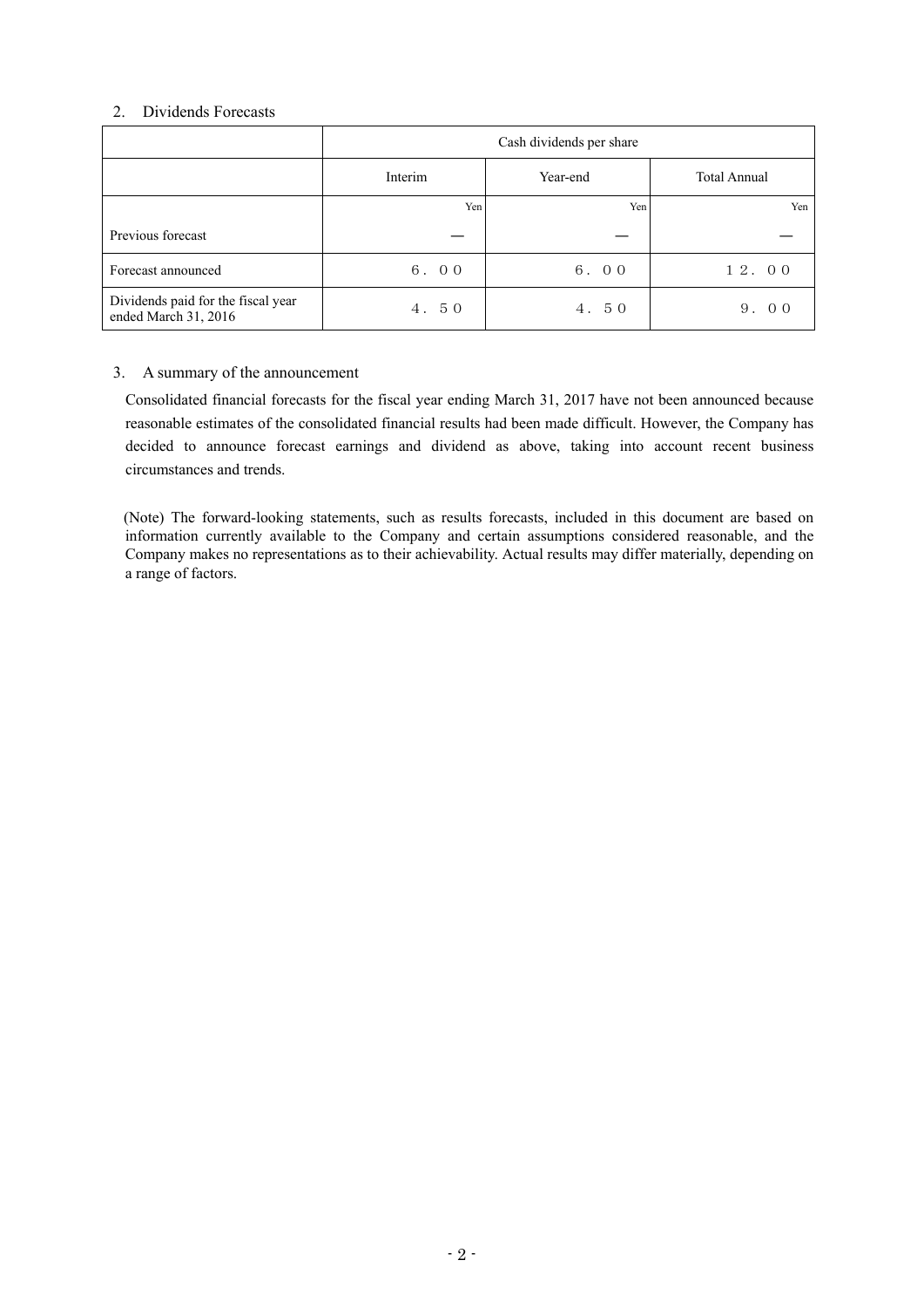## 2. Dividends Forecasts

| | Cash dividends per share | | |
|---|---|---|---|
| | Interim | Year-end | Total Annual |
| | Yen | Yen | Yen |
| Previous forecast | — | — | — |
| Forecast announced | ６．００ | ６．００ | １２．００ |
| Dividends paid for the fiscal year ended March 31, 2016 | ４．５０ | ４．５０ | ９．００ |

## 3. A summary of the announcement

Consolidated financial forecasts for the fiscal year ending March 31, 2017 have not been announced because reasonable estimates of the consolidated financial results had been made difficult. However, the Company has decided to announce forecast earnings and dividend as above, taking into account recent business circumstances and trends.

(Note) The forward-looking statements, such as results forecasts, included in this document are based on information currently available to the Company and certain assumptions considered reasonable, and the Company makes no representations as to their achievability. Actual results may differ materially, depending on a range of factors.